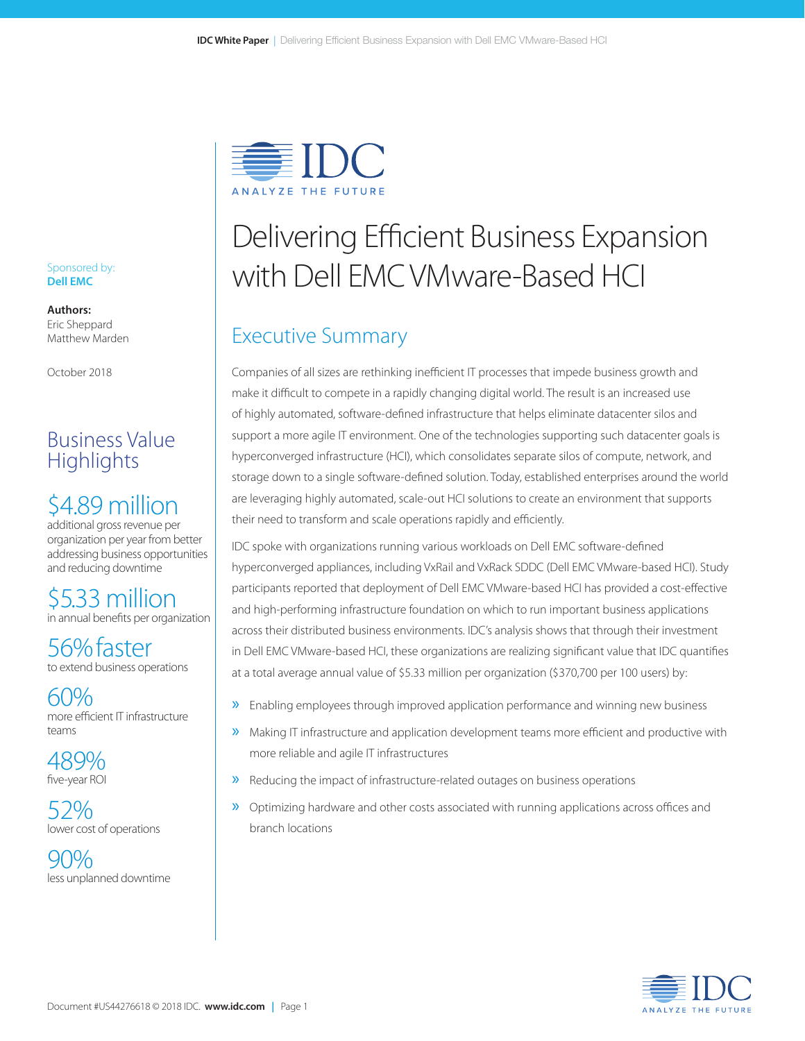# Delivering Efficient Business Expansion with Dell EMC VMware-Based HCI

Sponsored by: **Dell EMC**

**Authors:**
Eric Sheppard
Matthew Marden

October 2018

## Business Value Highlights

**$4.89 million**
additional gross revenue per organization per year from better addressing business opportunities and reducing downtime

**$5.33 million**
in annual benefits per organization

**56% faster**
to extend business operations

**60%**
more efficient IT infrastructure teams

**489%**
five-year ROI

**52%**
lower cost of operations

**90%**
less unplanned downtime

## Executive Summary

Companies of all sizes are rethinking inefficient IT processes that impede business growth and make it difficult to compete in a rapidly changing digital world. The result is an increased use of highly automated, software-defined infrastructure that helps eliminate datacenter silos and support a more agile IT environment. One of the technologies supporting such datacenter goals is hyperconverged infrastructure (HCI), which consolidates separate silos of compute, network, and storage down to a single software-defined solution. Today, established enterprises around the world are leveraging highly automated, scale-out HCI solutions to create an environment that supports their need to transform and scale operations rapidly and efficiently.

IDC spoke with organizations running various workloads on Dell EMC software-defined hyperconverged appliances, including VxRail and VxRack SDDC (Dell EMC VMware-based HCI). Study participants reported that deployment of Dell EMC VMware-based HCI has provided a cost-effective and high-performing infrastructure foundation on which to run important business applications across their distributed business environments. IDC's analysis shows that through their investment in Dell EMC VMware-based HCI, these organizations are realizing significant value that IDC quantifies at a total average annual value of $5.33 million per organization ($370,700 per 100 users) by:

- Enabling employees through improved application performance and winning new business
- Making IT infrastructure and application development teams more efficient and productive with more reliable and agile IT infrastructures
- Reducing the impact of infrastructure-related outages on business operations
- Optimizing hardware and other costs associated with running applications across offices and branch locations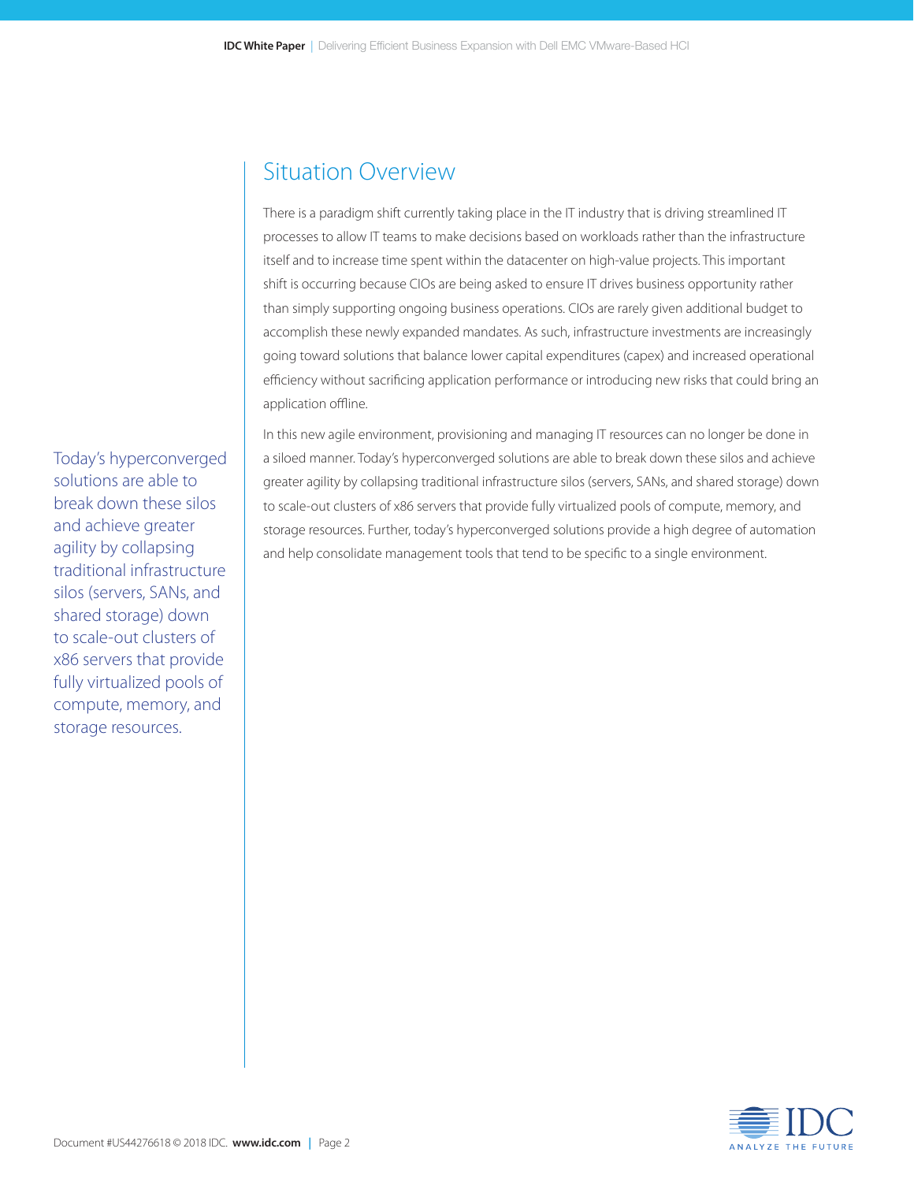## Situation Overview

There is a paradigm shift currently taking place in the IT industry that is driving streamlined IT processes to allow IT teams to make decisions based on workloads rather than the infrastructure itself and to increase time spent within the datacenter on high-value projects. This important shift is occurring because CIOs are being asked to ensure IT drives business opportunity rather than simply supporting ongoing business operations. CIOs are rarely given additional budget to accomplish these newly expanded mandates. As such, infrastructure investments are increasingly going toward solutions that balance lower capital expenditures (capex) and increased operational efficiency without sacrificing application performance or introducing new risks that could bring an application offline.

In this new agile environment, provisioning and managing IT resources can no longer be done in a siloed manner. Today's hyperconverged solutions are able to break down these silos and achieve greater agility by collapsing traditional infrastructure silos (servers, SANs, and shared storage) down to scale-out clusters of x86 servers that provide fully virtualized pools of compute, memory, and storage resources. Further, today's hyperconverged solutions provide a high degree of automation and help consolidate management tools that tend to be specific to a single environment.

> Today's hyperconverged solutions are able to break down these silos and achieve greater agility by collapsing traditional infrastructure silos (servers, SANs, and shared storage) down to scale-out clusters of x86 servers that provide fully virtualized pools of compute, memory, and storage resources.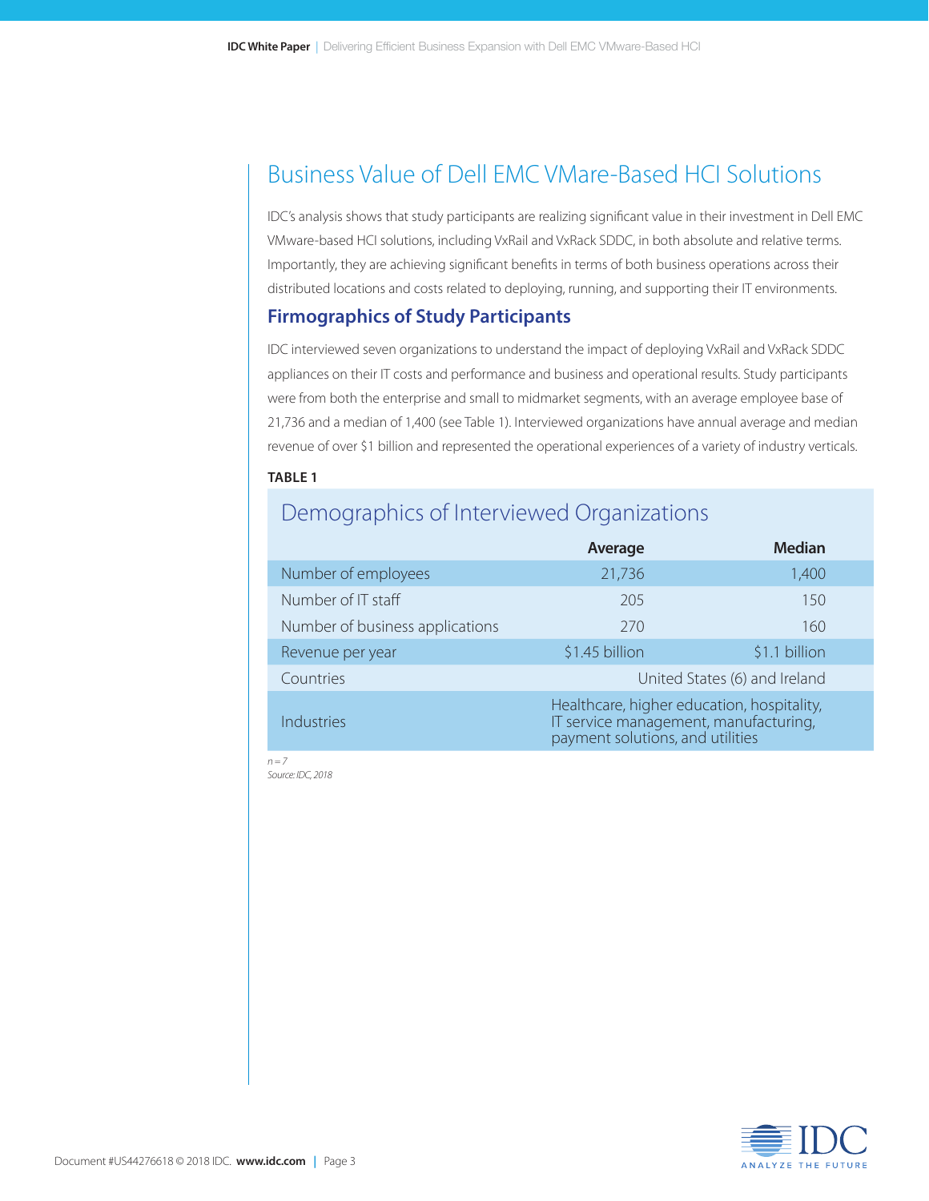## Business Value of Dell EMC VMare-Based HCI Solutions

IDC's analysis shows that study participants are realizing significant value in their investment in Dell EMC VMware-based HCI solutions, including VxRail and VxRack SDDC, in both absolute and relative terms. Importantly, they are achieving significant benefits in terms of both business operations across their distributed locations and costs related to deploying, running, and supporting their IT environments.

### Firmographics of Study Participants

IDC interviewed seven organizations to understand the impact of deploying VxRail and VxRack SDDC appliances on their IT costs and performance and business and operational results. Study participants were from both the enterprise and small to midmarket segments, with an average employee base of 21,736 and a median of 1,400 (see Table 1). Interviewed organizations have annual average and median revenue of over $1 billion and represented the operational experiences of a variety of industry verticals.

**TABLE 1**

**Demographics of Interviewed Organizations**

| | Average | Median |
|---|---|---|
| Number of employees | 21,736 | 1,400 |
| Number of IT staff | 205 | 150 |
| Number of business applications | 270 | 160 |
| Revenue per year | $1.45 billion | $1.1 billion |
| Countries | United States (6) and Ireland | |
| Industries | Healthcare, higher education, hospitality, IT service management, manufacturing, payment solutions, and utilities | |

*n = 7*
*Source: IDC, 2018*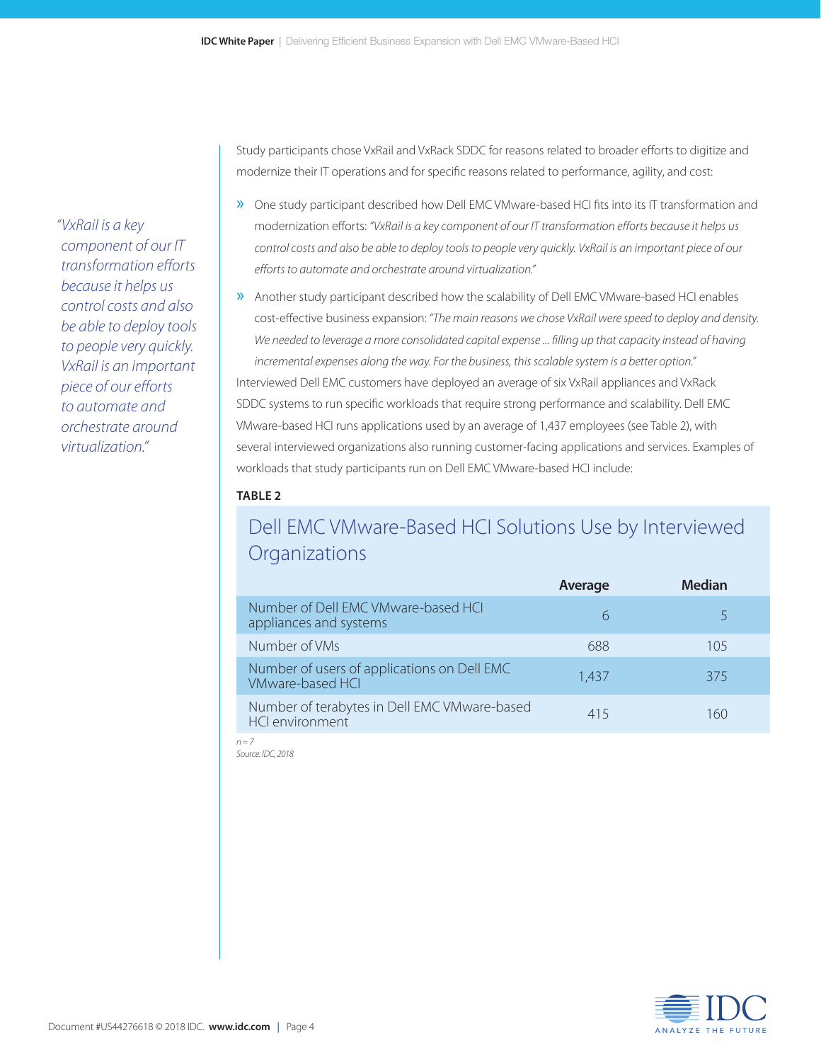*"VxRail is a key component of our IT transformation efforts because it helps us control costs and also be able to deploy tools to people very quickly. VxRail is an important piece of our efforts to automate and orchestrate around virtualization."*

Study participants chose VxRail and VxRack SDDC for reasons related to broader efforts to digitize and modernize their IT operations and for specific reasons related to performance, agility, and cost:

- One study participant described how Dell EMC VMware-based HCI fits into its IT transformation and modernization efforts: *"VxRail is a key component of our IT transformation efforts because it helps us control costs and also be able to deploy tools to people very quickly. VxRail is an important piece of our efforts to automate and orchestrate around virtualization."*
- Another study participant described how the scalability of Dell EMC VMware-based HCI enables cost-effective business expansion: *"The main reasons we chose VxRail were speed to deploy and density. We needed to leverage a more consolidated capital expense ... filling up that capacity instead of having incremental expenses along the way. For the business, this scalable system is a better option."*

Interviewed Dell EMC customers have deployed an average of six VxRail appliances and VxRack SDDC systems to run specific workloads that require strong performance and scalability. Dell EMC VMware-based HCI runs applications used by an average of 1,437 employees (see Table 2), with several interviewed organizations also running customer-facing applications and services. Examples of workloads that study participants run on Dell EMC VMware-based HCI include:

**TABLE 2**

## Dell EMC VMware-Based HCI Solutions Use by Interviewed Organizations

| | Average | Median |
|---|---|---|
| Number of Dell EMC VMware-based HCI appliances and systems | 6 | 5 |
| Number of VMs | 688 | 105 |
| Number of users of applications on Dell EMC VMware-based HCI | 1,437 | 375 |
| Number of terabytes in Dell EMC VMware-based HCI environment | 415 | 160 |

*n = 7*

*Source: IDC, 2018*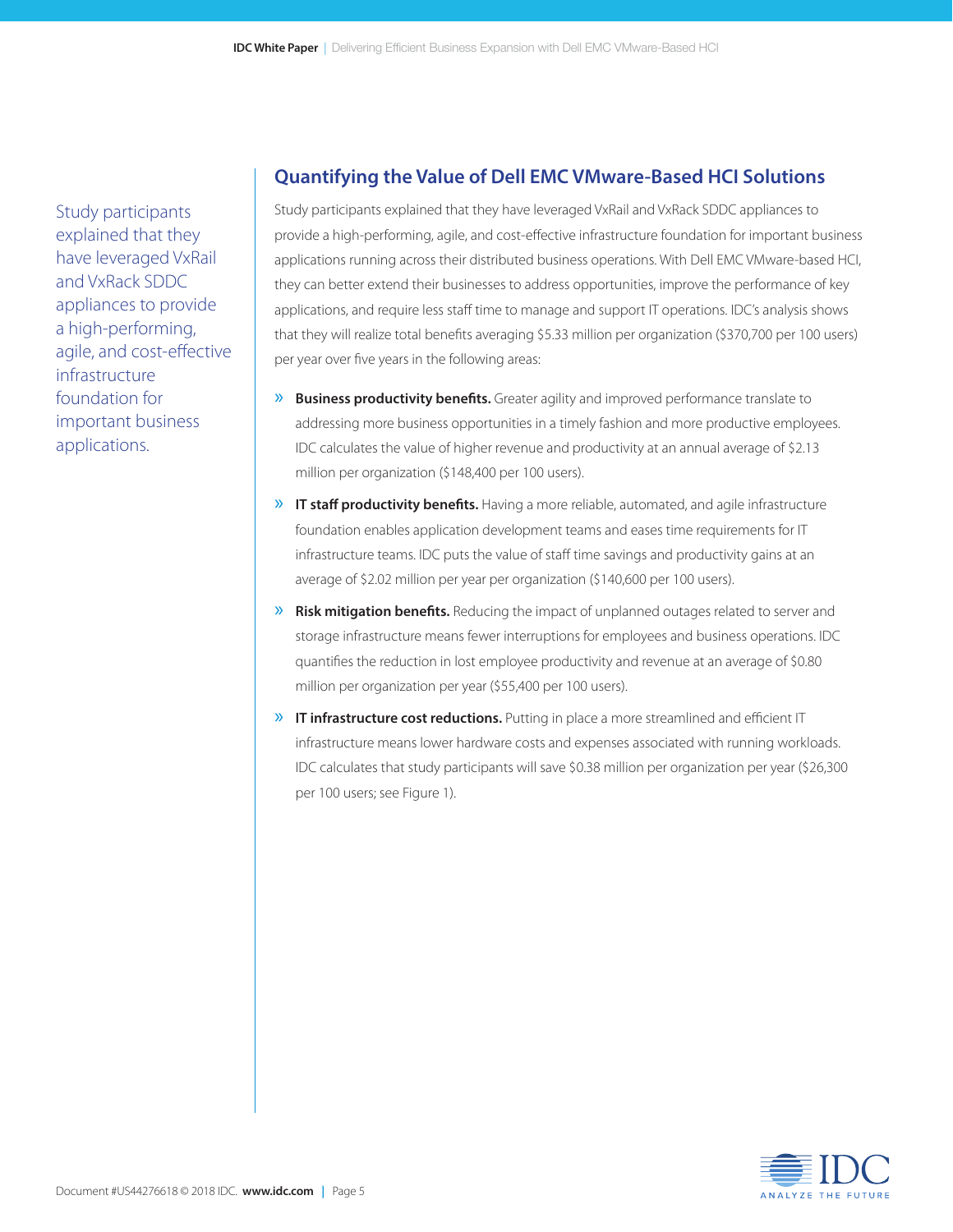Study participants explained that they have leveraged VxRail and VxRack SDDC appliances to provide a high-performing, agile, and cost-effective infrastructure foundation for important business applications.

## Quantifying the Value of Dell EMC VMware-Based HCI Solutions

Study participants explained that they have leveraged VxRail and VxRack SDDC appliances to provide a high-performing, agile, and cost-effective infrastructure foundation for important business applications running across their distributed business operations. With Dell EMC VMware-based HCI, they can better extend their businesses to address opportunities, improve the performance of key applications, and require less staff time to manage and support IT operations. IDC's analysis shows that they will realize total benefits averaging $5.33 million per organization ($370,700 per 100 users) per year over five years in the following areas:

- **Business productivity benefits.** Greater agility and improved performance translate to addressing more business opportunities in a timely fashion and more productive employees. IDC calculates the value of higher revenue and productivity at an annual average of $2.13 million per organization ($148,400 per 100 users).
- **IT staff productivity benefits.** Having a more reliable, automated, and agile infrastructure foundation enables application development teams and eases time requirements for IT infrastructure teams. IDC puts the value of staff time savings and productivity gains at an average of $2.02 million per year per organization ($140,600 per 100 users).
- **Risk mitigation benefits.** Reducing the impact of unplanned outages related to server and storage infrastructure means fewer interruptions for employees and business operations. IDC quantifies the reduction in lost employee productivity and revenue at an average of $0.80 million per organization per year ($55,400 per 100 users).
- **IT infrastructure cost reductions.** Putting in place a more streamlined and efficient IT infrastructure means lower hardware costs and expenses associated with running workloads. IDC calculates that study participants will save $0.38 million per organization per year ($26,300 per 100 users; see Figure 1).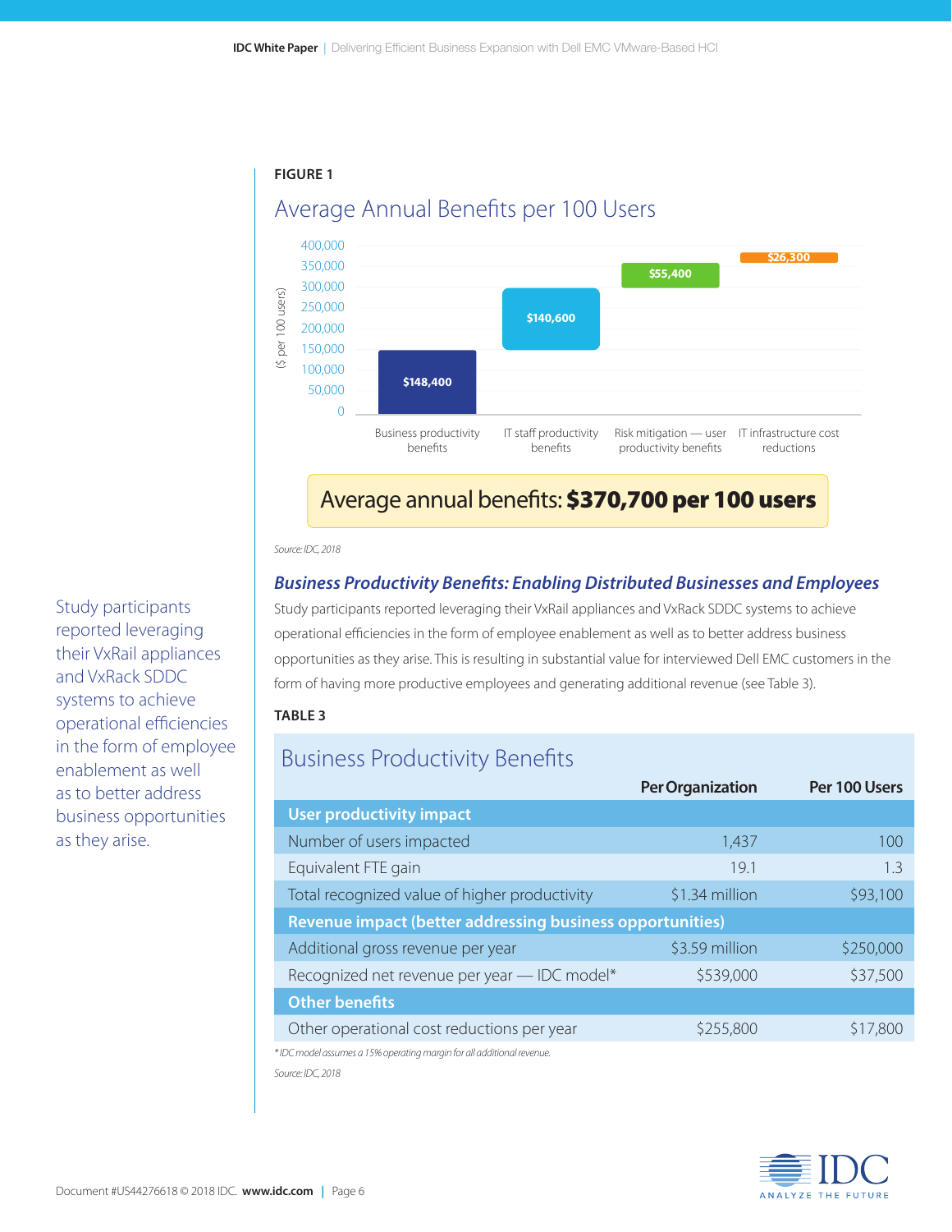**FIGURE 1**

## Average Annual Benefits per 100 Users

($ per 100 users)

| Category | Value |
|---|---|
| Business productivity benefits | $148,400 |
| IT staff productivity benefits | $140,600 |
| Risk mitigation — user productivity benefits | $55,400 |
| IT infrastructure cost reductions | $26,300 |

**Average annual benefits: $370,700 per 100 users**

*Source: IDC, 2018*

### *Business Productivity Benefits: Enabling Distributed Businesses and Employees*

Study participants reported leveraging their VxRail appliances and VxRack SDDC systems to achieve operational efficiencies in the form of employee enablement as well as to better address business opportunities as they arise. This is resulting in substantial value for interviewed Dell EMC customers in the form of having more productive employees and generating additional revenue (see Table 3).

Study participants reported leveraging their VxRail appliances and VxRack SDDC systems to achieve operational efficiencies in the form of employee enablement as well as to better address business opportunities as they arise.

**TABLE 3**

Business Productivity Benefits

| | Per Organization | Per 100 Users |
|---|---|---|
| **User productivity impact** | | |
| Number of users impacted | 1,437 | 100 |
| Equivalent FTE gain | 19.1 | 1.3 |
| Total recognized value of higher productivity | $1.34 million | $93,100 |
| **Revenue impact (better addressing business opportunities)** | | |
| Additional gross revenue per year | $3.59 million | $250,000 |
| Recognized net revenue per year — IDC model* | $539,000 | $37,500 |
| **Other benefits** | | |
| Other operational cost reductions per year | $255,800 | $17,800 |

*\* IDC model assumes a 15% operating margin for all additional revenue.*

*Source: IDC, 2018*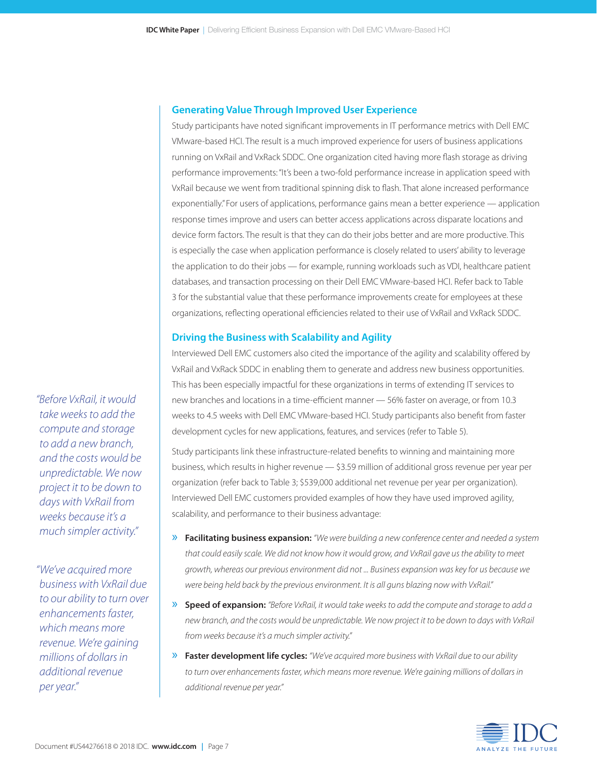## Generating Value Through Improved User Experience

Study participants have noted significant improvements in IT performance metrics with Dell EMC VMware-based HCI. The result is a much improved experience for users of business applications running on VxRail and VxRack SDDC. One organization cited having more flash storage as driving performance improvements: "It's been a two-fold performance increase in application speed with VxRail because we went from traditional spinning disk to flash. That alone increased performance exponentially." For users of applications, performance gains mean a better experience — application response times improve and users can better access applications across disparate locations and device form factors. The result is that they can do their jobs better and are more productive. This is especially the case when application performance is closely related to users' ability to leverage the application to do their jobs — for example, running workloads such as VDI, healthcare patient databases, and transaction processing on their Dell EMC VMware-based HCI. Refer back to Table 3 for the substantial value that these performance improvements create for employees at these organizations, reflecting operational efficiencies related to their use of VxRail and VxRack SDDC.

## Driving the Business with Scalability and Agility

Interviewed Dell EMC customers also cited the importance of the agility and scalability offered by VxRail and VxRack SDDC in enabling them to generate and address new business opportunities. This has been especially impactful for these organizations in terms of extending IT services to new branches and locations in a time-efficient manner — 56% faster on average, or from 10.3 weeks to 4.5 weeks with Dell EMC VMware-based HCI. Study participants also benefit from faster development cycles for new applications, features, and services (refer to Table 5).

Study participants link these infrastructure-related benefits to winning and maintaining more business, which results in higher revenue — $3.59 million of additional gross revenue per year per organization (refer back to Table 3; $539,000 additional net revenue per year per organization). Interviewed Dell EMC customers provided examples of how they have used improved agility, scalability, and performance to their business advantage:

- **Facilitating business expansion:** *"We were building a new conference center and needed a system that could easily scale. We did not know how it would grow, and VxRail gave us the ability to meet growth, whereas our previous environment did not ... Business expansion was key for us because we were being held back by the previous environment. It is all guns blazing now with VxRail."*
- **Speed of expansion:** *"Before VxRail, it would take weeks to add the compute and storage to add a new branch, and the costs would be unpredictable. We now project it to be down to days with VxRail from weeks because it's a much simpler activity."*
- **Faster development life cycles:** *"We've acquired more business with VxRail due to our ability to turn over enhancements faster, which means more revenue. We're gaining millions of dollars in additional revenue per year."*

*"Before VxRail, it would take weeks to add the compute and storage to add a new branch, and the costs would be unpredictable. We now project it to be down to days with VxRail from weeks because it's a much simpler activity."*

*"We've acquired more business with VxRail due to our ability to turn over enhancements faster, which means more revenue. We're gaining millions of dollars in additional revenue per year."*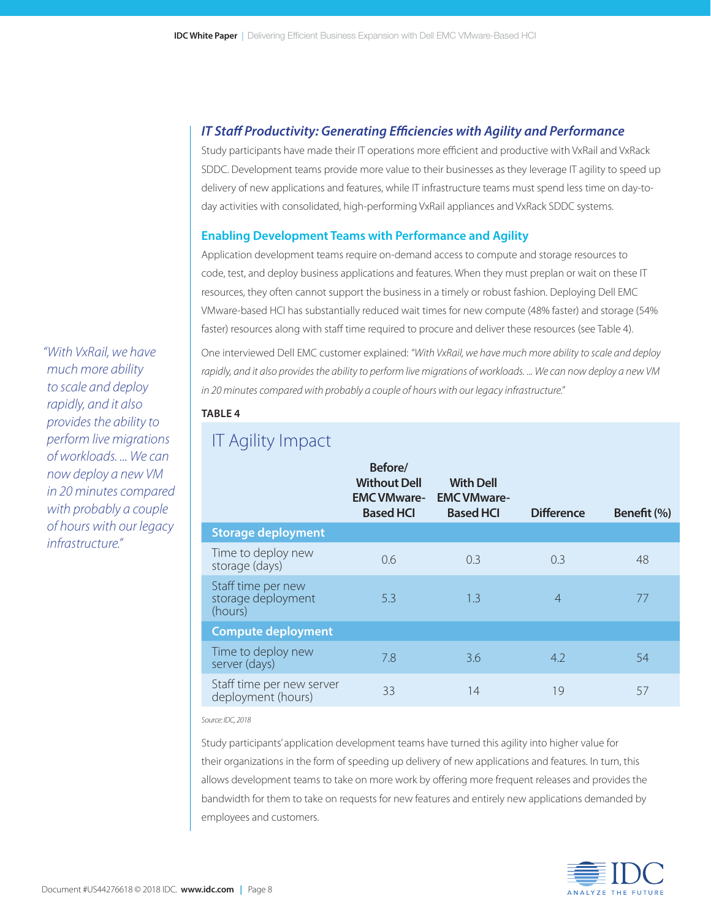## *IT Staff Productivity: Generating Efficiencies with Agility and Performance*

Study participants have made their IT operations more efficient and productive with VxRail and VxRack SDDC. Development teams provide more value to their businesses as they leverage IT agility to speed up delivery of new applications and features, while IT infrastructure teams must spend less time on day-to-day activities with consolidated, high-performing VxRail appliances and VxRack SDDC systems.

### Enabling Development Teams with Performance and Agility

Application development teams require on-demand access to compute and storage resources to code, test, and deploy business applications and features. When they must preplan or wait on these IT resources, they often cannot support the business in a timely or robust fashion. Deploying Dell EMC VMware-based HCI has substantially reduced wait times for new compute (48% faster) and storage (54% faster) resources along with staff time required to procure and deliver these resources (see Table 4).

*"With VxRail, we have much more ability to scale and deploy rapidly, and it also provides the ability to perform live migrations of workloads. ... We can now deploy a new VM in 20 minutes compared with probably a couple of hours with our legacy infrastructure."*

One interviewed Dell EMC customer explained: *"With VxRail, we have much more ability to scale and deploy rapidly, and it also provides the ability to perform live migrations of workloads. ... We can now deploy a new VM in 20 minutes compared with probably a couple of hours with our legacy infrastructure."*

**TABLE 4**

IT Agility Impact

| | Before/ Without Dell EMC VMware-Based HCI | With Dell EMC VMware-Based HCI | Difference | Benefit (%) |
|---|---|---|---|---|
| **Storage deployment** | | | | |
| Time to deploy new storage (days) | 0.6 | 0.3 | 0.3 | 48 |
| Staff time per new storage deployment (hours) | 5.3 | 1.3 | 4 | 77 |
| **Compute deployment** | | | | |
| Time to deploy new server (days) | 7.8 | 3.6 | 4.2 | 54 |
| Staff time per new server deployment (hours) | 33 | 14 | 19 | 57 |

*Source: IDC, 2018*

Study participants' application development teams have turned this agility into higher value for their organizations in the form of speeding up delivery of new applications and features. In turn, this allows development teams to take on more work by offering more frequent releases and provides the bandwidth for them to take on requests for new features and entirely new applications demanded by employees and customers.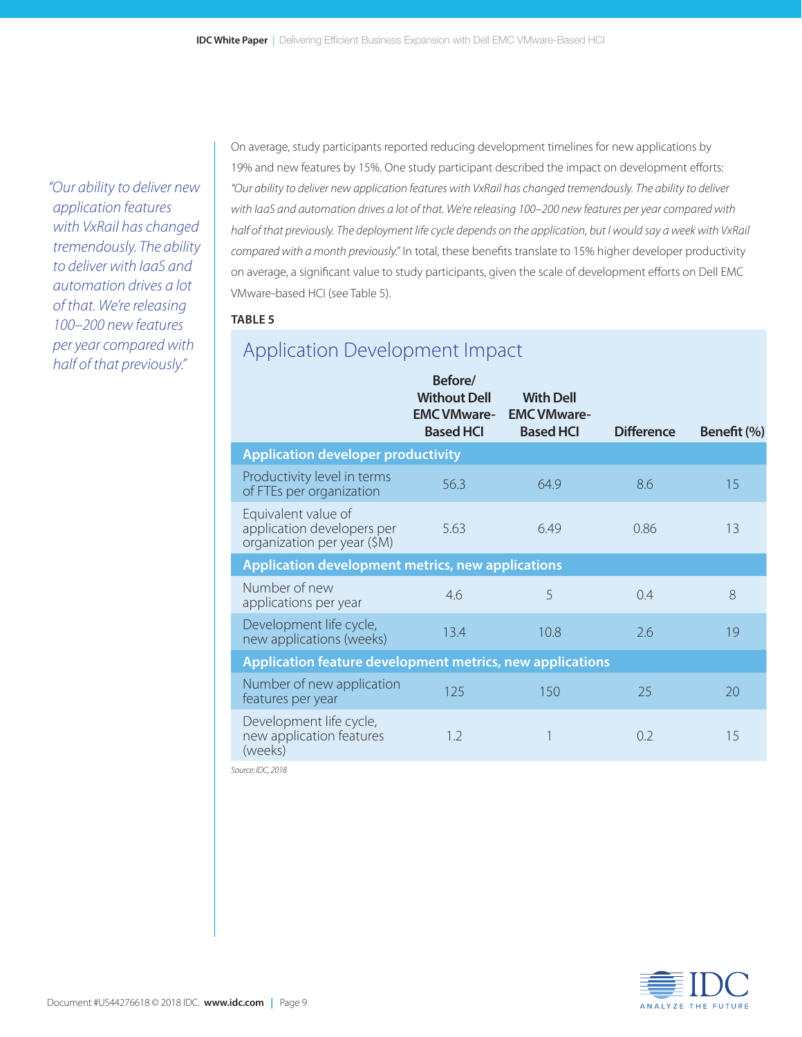*"Our ability to deliver new application features with VxRail has changed tremendously. The ability to deliver with IaaS and automation drives a lot of that. We're releasing 100–200 new features per year compared with half of that previously."*

On average, study participants reported reducing development timelines for new applications by 19% and new features by 15%. One study participant described the impact on development efforts: *"Our ability to deliver new application features with VxRail has changed tremendously. The ability to deliver with IaaS and automation drives a lot of that. We're releasing 100–200 new features per year compared with half of that previously. The deployment life cycle depends on the application, but I would say a week with VxRail compared with a month previously."* In total, these benefits translate to 15% higher developer productivity on average, a significant value to study participants, given the scale of development efforts on Dell EMC VMware-based HCI (see Table 5).

**TABLE 5**

## Application Development Impact

| | Before/ Without Dell EMC VMware-Based HCI | With Dell EMC VMware-Based HCI | Difference | Benefit (%) |
|---|---|---|---|---|
| **Application developer productivity** | | | | |
| Productivity level in terms of FTEs per organization | 56.3 | 64.9 | 8.6 | 15 |
| Equivalent value of application developers per organization per year ($M) | 5.63 | 6.49 | 0.86 | 13 |
| **Application development metrics, new applications** | | | | |
| Number of new applications per year | 4.6 | 5 | 0.4 | 8 |
| Development life cycle, new applications (weeks) | 13.4 | 10.8 | 2.6 | 19 |
| **Application feature development metrics, new applications** | | | | |
| Number of new application features per year | 125 | 150 | 25 | 20 |
| Development life cycle, new application features (weeks) | 1.2 | 1 | 0.2 | 15 |

*Source: IDC, 2018*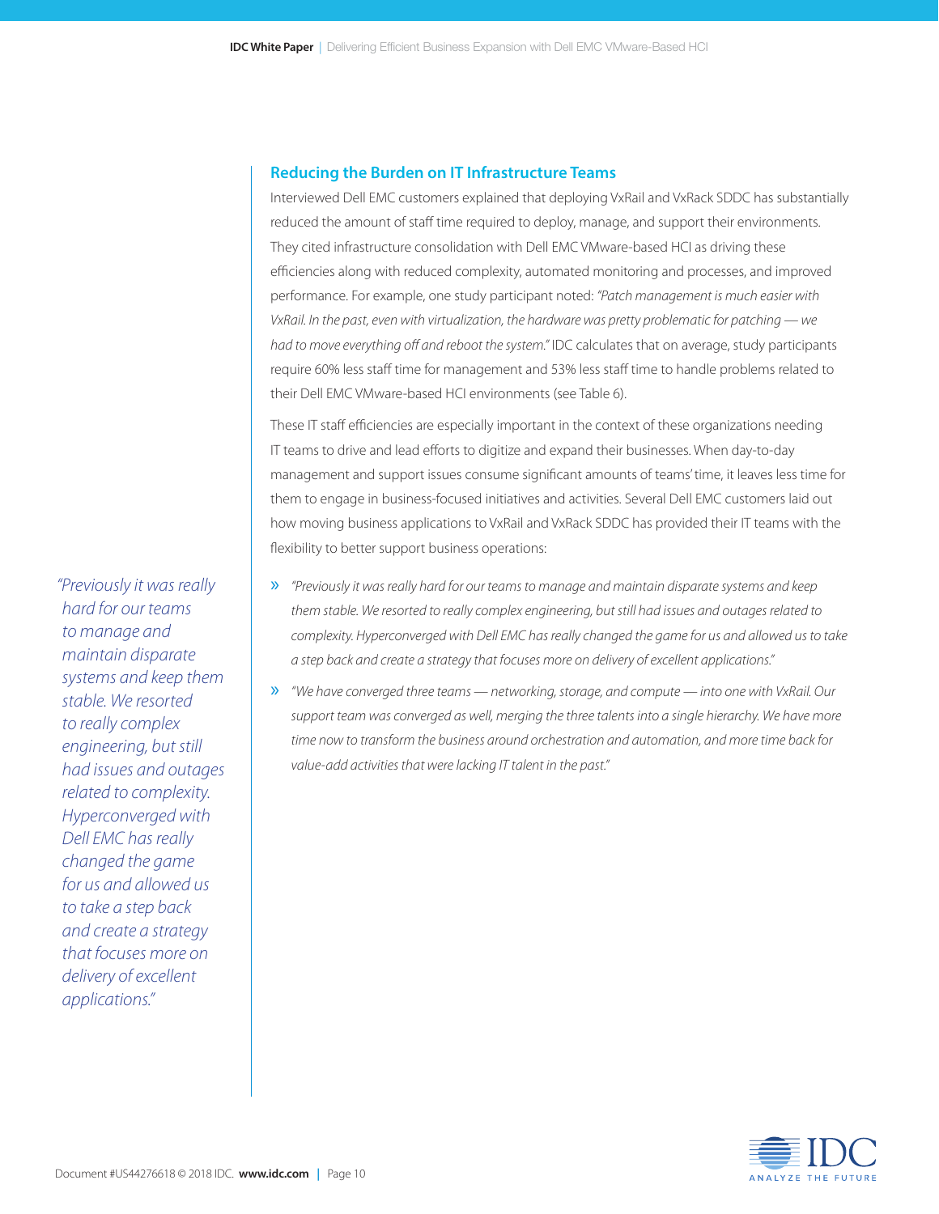## Reducing the Burden on IT Infrastructure Teams

Interviewed Dell EMC customers explained that deploying VxRail and VxRack SDDC has substantially reduced the amount of staff time required to deploy, manage, and support their environments. They cited infrastructure consolidation with Dell EMC VMware-based HCI as driving these efficiencies along with reduced complexity, automated monitoring and processes, and improved performance. For example, one study participant noted: *"Patch management is much easier with VxRail. In the past, even with virtualization, the hardware was pretty problematic for patching — we had to move everything off and reboot the system."* IDC calculates that on average, study participants require 60% less staff time for management and 53% less staff time to handle problems related to their Dell EMC VMware-based HCI environments (see Table 6).

These IT staff efficiencies are especially important in the context of these organizations needing IT teams to drive and lead efforts to digitize and expand their businesses. When day-to-day management and support issues consume significant amounts of teams' time, it leaves less time for them to engage in business-focused initiatives and activities. Several Dell EMC customers laid out how moving business applications to VxRail and VxRack SDDC has provided their IT teams with the flexibility to better support business operations:

- *"Previously it was really hard for our teams to manage and maintain disparate systems and keep them stable. We resorted to really complex engineering, but still had issues and outages related to complexity. Hyperconverged with Dell EMC has really changed the game for us and allowed us to take a step back and create a strategy that focuses more on delivery of excellent applications."*
- *"We have converged three teams — networking, storage, and compute — into one with VxRail. Our support team was converged as well, merging the three talents into a single hierarchy. We have more time now to transform the business around orchestration and automation, and more time back for value-add activities that were lacking IT talent in the past."*

*"Previously it was really hard for our teams to manage and maintain disparate systems and keep them stable. We resorted to really complex engineering, but still had issues and outages related to complexity. Hyperconverged with Dell EMC has really changed the game for us and allowed us to take a step back and create a strategy that focuses more on delivery of excellent applications."*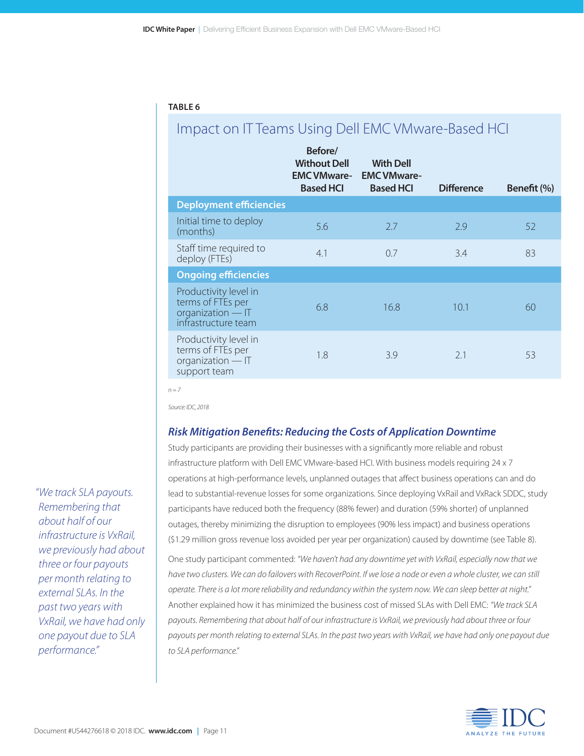**TABLE 6**

## Impact on IT Teams Using Dell EMC VMware-Based HCI

| | Before/ Without Dell EMC VMware-Based HCI | With Dell EMC VMware-Based HCI | Difference | Benefit (%) |
|---|---|---|---|---|
| **Deployment efficiencies** | | | | |
| Initial time to deploy (months) | 5.6 | 2.7 | 2.9 | 52 |
| Staff time required to deploy (FTEs) | 4.1 | 0.7 | 3.4 | 83 |
| **Ongoing efficiencies** | | | | |
| Productivity level in terms of FTEs per organization — IT infrastructure team | 6.8 | 16.8 | 10.1 | 60 |
| Productivity level in terms of FTEs per organization — IT support team | 1.8 | 3.9 | 2.1 | 53 |

*n = 7*

*Source: IDC, 2018*

### *Risk Mitigation Benefits: Reducing the Costs of Application Downtime*

Study participants are providing their businesses with a significantly more reliable and robust infrastructure platform with Dell EMC VMware-based HCI. With business models requiring 24 x 7 operations at high-performance levels, unplanned outages that affect business operations can and do lead to substantial-revenue losses for some organizations. Since deploying VxRail and VxRack SDDC, study participants have reduced both the frequency (88% fewer) and duration (59% shorter) of unplanned outages, thereby minimizing the disruption to employees (90% less impact) and business operations ($1.29 million gross revenue loss avoided per year per organization) caused by downtime (see Table 8).

One study participant commented: *"We haven't had any downtime yet with VxRail, especially now that we have two clusters. We can do failovers with RecoverPoint. If we lose a node or even a whole cluster, we can still operate. There is a lot more reliability and redundancy within the system now. We can sleep better at night."* Another explained how it has minimized the business cost of missed SLAs with Dell EMC: *"We track SLA payouts. Remembering that about half of our infrastructure is VxRail, we previously had about three or four payouts per month relating to external SLAs. In the past two years with VxRail, we have had only one payout due to SLA performance."*

*"We track SLA payouts. Remembering that about half of our infrastructure is VxRail, we previously had about three or four payouts per month relating to external SLAs. In the past two years with VxRail, we have had only one payout due to SLA performance."*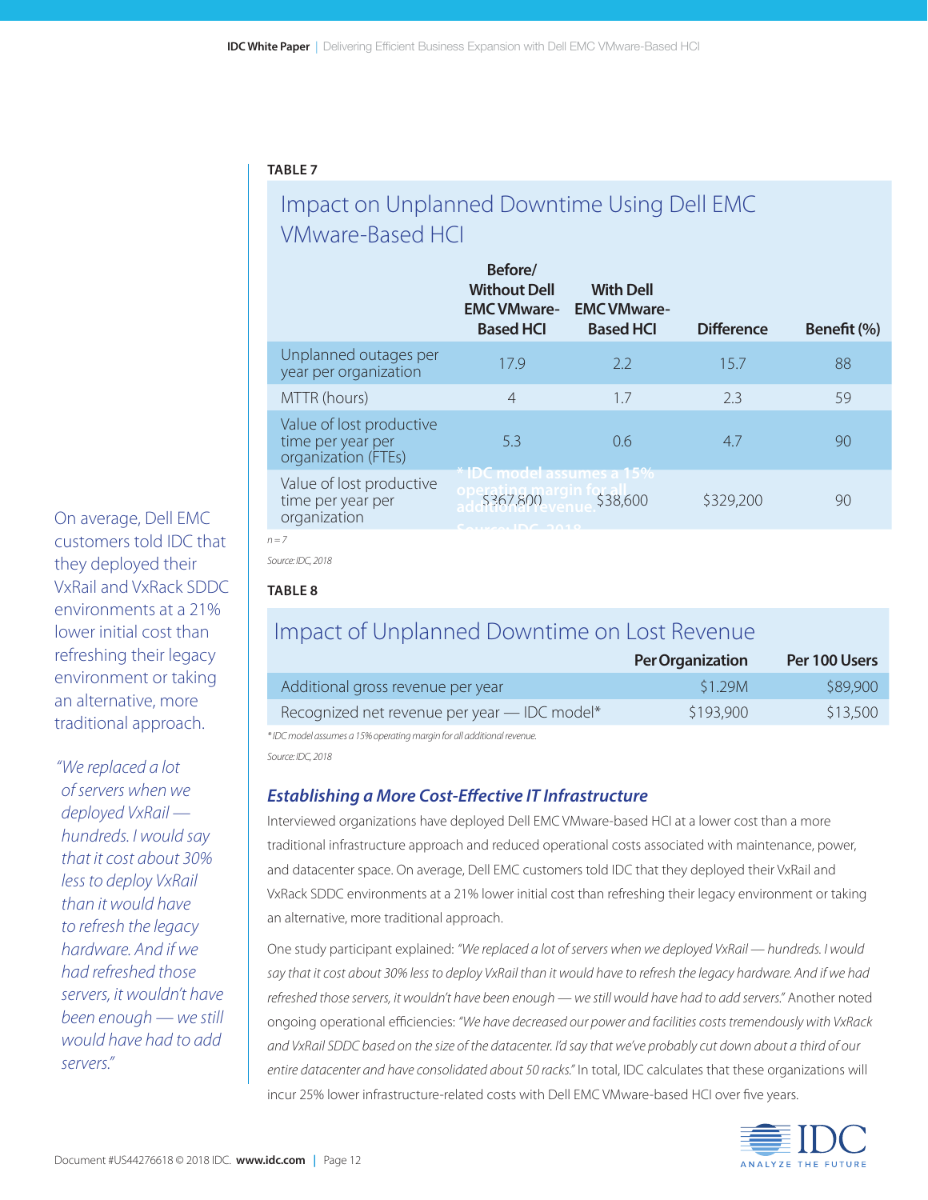**TABLE 7**

## Impact on Unplanned Downtime Using Dell EMC VMware-Based HCI

| | Before/ Without Dell EMC VMware-Based HCI | With Dell EMC VMware-Based HCI | Difference | Benefit (%) |
|---|---|---|---|---|
| Unplanned outages per year per organization | 17.9 | 2.2 | 15.7 | 88 |
| MTTR (hours) | 4 | 1.7 | 2.3 | 59 |
| Value of lost productive time per year per organization (FTEs) | 5.3 | 0.6 | 4.7 | 90 |
| Value of lost productive time per year per organization | $367,800 | $38,600 | $329,200 | 90 |

n = 7

Source: IDC, 2018

**TABLE 8**

## Impact of Unplanned Downtime on Lost Revenue

| | Per Organization | Per 100 Users |
|---|---|---|
| Additional gross revenue per year | $1.29M | $89,900 |
| Recognized net revenue per year — IDC model* | $193,900 | $13,500 |

* IDC model assumes a 15% operating margin for all additional revenue.

Source: IDC, 2018

### *Establishing a More Cost-Effective IT Infrastructure*

On average, Dell EMC customers told IDC that they deployed their VxRail and VxRack SDDC environments at a 21% lower initial cost than refreshing their legacy environment or taking an alternative, more traditional approach.

*"We replaced a lot of servers when we deployed VxRail — hundreds. I would say that it cost about 30% less to deploy VxRail than it would have to refresh the legacy hardware. And if we had refreshed those servers, it wouldn't have been enough — we still would have had to add servers."*

Interviewed organizations have deployed Dell EMC VMware-based HCI at a lower cost than a more traditional infrastructure approach and reduced operational costs associated with maintenance, power, and datacenter space. On average, Dell EMC customers told IDC that they deployed their VxRail and VxRack SDDC environments at a 21% lower initial cost than refreshing their legacy environment or taking an alternative, more traditional approach.

One study participant explained: *"We replaced a lot of servers when we deployed VxRail — hundreds. I would say that it cost about 30% less to deploy VxRail than it would have to refresh the legacy hardware. And if we had refreshed those servers, it wouldn't have been enough — we still would have had to add servers."* Another noted ongoing operational efficiencies: *"We have decreased our power and facilities costs tremendously with VxRack and VxRail SDDC based on the size of the datacenter. I'd say that we've probably cut down about a third of our entire datacenter and have consolidated about 50 racks."* In total, IDC calculates that these organizations will incur 25% lower infrastructure-related costs with Dell EMC VMware-based HCI over five years.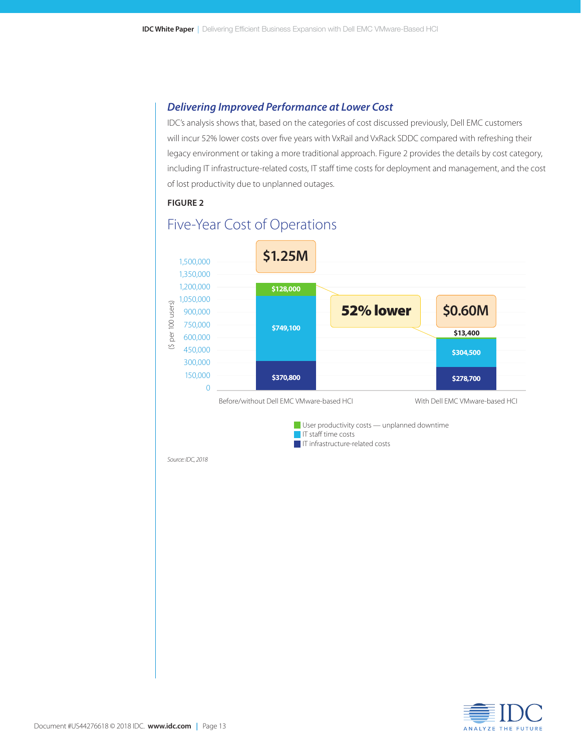### *Delivering Improved Performance at Lower Cost*

IDC's analysis shows that, based on the categories of cost discussed previously, Dell EMC customers will incur 52% lower costs over five years with VxRail and VxRack SDDC compared with refreshing their legacy environment or taking a more traditional approach. Figure 2 provides the details by cost category, including IT infrastructure-related costs, IT staff time costs for deployment and management, and the cost of lost productivity due to unplanned outages.

**FIGURE 2**

## Five-Year Cost of Operations

($ per 100 users)

| | Before/without Dell EMC VMware-based HCI | With Dell EMC VMware-based HCI |
|---|---|---|
| User productivity costs — unplanned downtime | $128,000 | $13,400 |
| IT staff time costs | $749,100 | $304,500 |
| IT infrastructure-related costs | $370,800 | $278,700 |
| Total | $1.25M | $0.60M |

52% lower

Source: IDC, 2018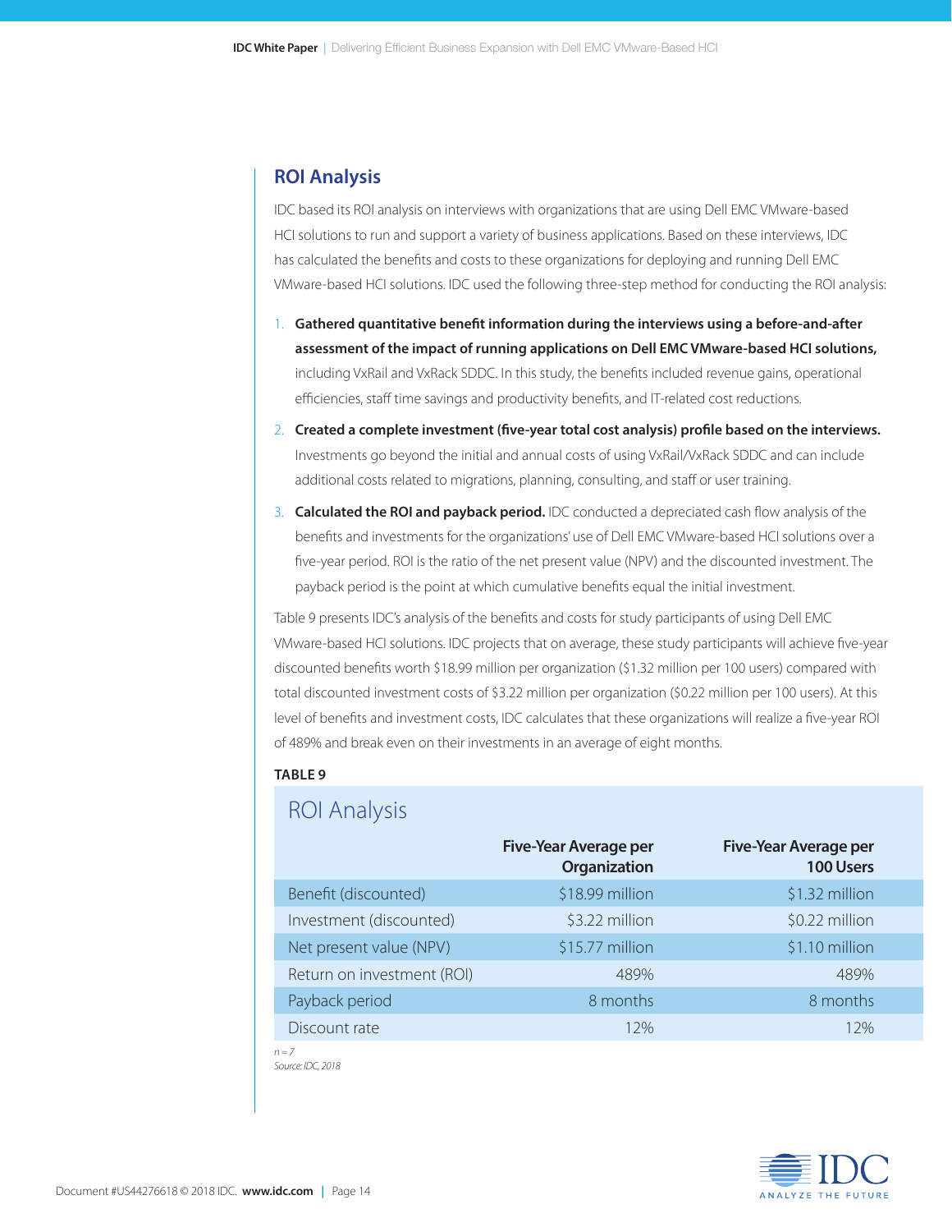## ROI Analysis

IDC based its ROI analysis on interviews with organizations that are using Dell EMC VMware-based HCI solutions to run and support a variety of business applications. Based on these interviews, IDC has calculated the benefits and costs to these organizations for deploying and running Dell EMC VMware-based HCI solutions. IDC used the following three-step method for conducting the ROI analysis:

1. **Gathered quantitative benefit information during the interviews using a before-and-after assessment of the impact of running applications on Dell EMC VMware-based HCI solutions,** including VxRail and VxRack SDDC. In this study, the benefits included revenue gains, operational efficiencies, staff time savings and productivity benefits, and IT-related cost reductions.
2. **Created a complete investment (five-year total cost analysis) profile based on the interviews.** Investments go beyond the initial and annual costs of using VxRail/VxRack SDDC and can include additional costs related to migrations, planning, consulting, and staff or user training.
3. **Calculated the ROI and payback period.** IDC conducted a depreciated cash flow analysis of the benefits and investments for the organizations' use of Dell EMC VMware-based HCI solutions over a five-year period. ROI is the ratio of the net present value (NPV) and the discounted investment. The payback period is the point at which cumulative benefits equal the initial investment.

Table 9 presents IDC's analysis of the benefits and costs for study participants of using Dell EMC VMware-based HCI solutions. IDC projects that on average, these study participants will achieve five-year discounted benefits worth $18.99 million per organization ($1.32 million per 100 users) compared with total discounted investment costs of $3.22 million per organization ($0.22 million per 100 users). At this level of benefits and investment costs, IDC calculates that these organizations will realize a five-year ROI of 489% and break even on their investments in an average of eight months.

**TABLE 9**

### ROI Analysis

| | Five-Year Average per Organization | Five-Year Average per 100 Users |
|---|---|---|
| Benefit (discounted) | $18.99 million | $1.32 million |
| Investment (discounted) | $3.22 million | $0.22 million |
| Net present value (NPV) | $15.77 million | $1.10 million |
| Return on investment (ROI) | 489% | 489% |
| Payback period | 8 months | 8 months |
| Discount rate | 12% | 12% |

*n = 7*

*Source: IDC, 2018*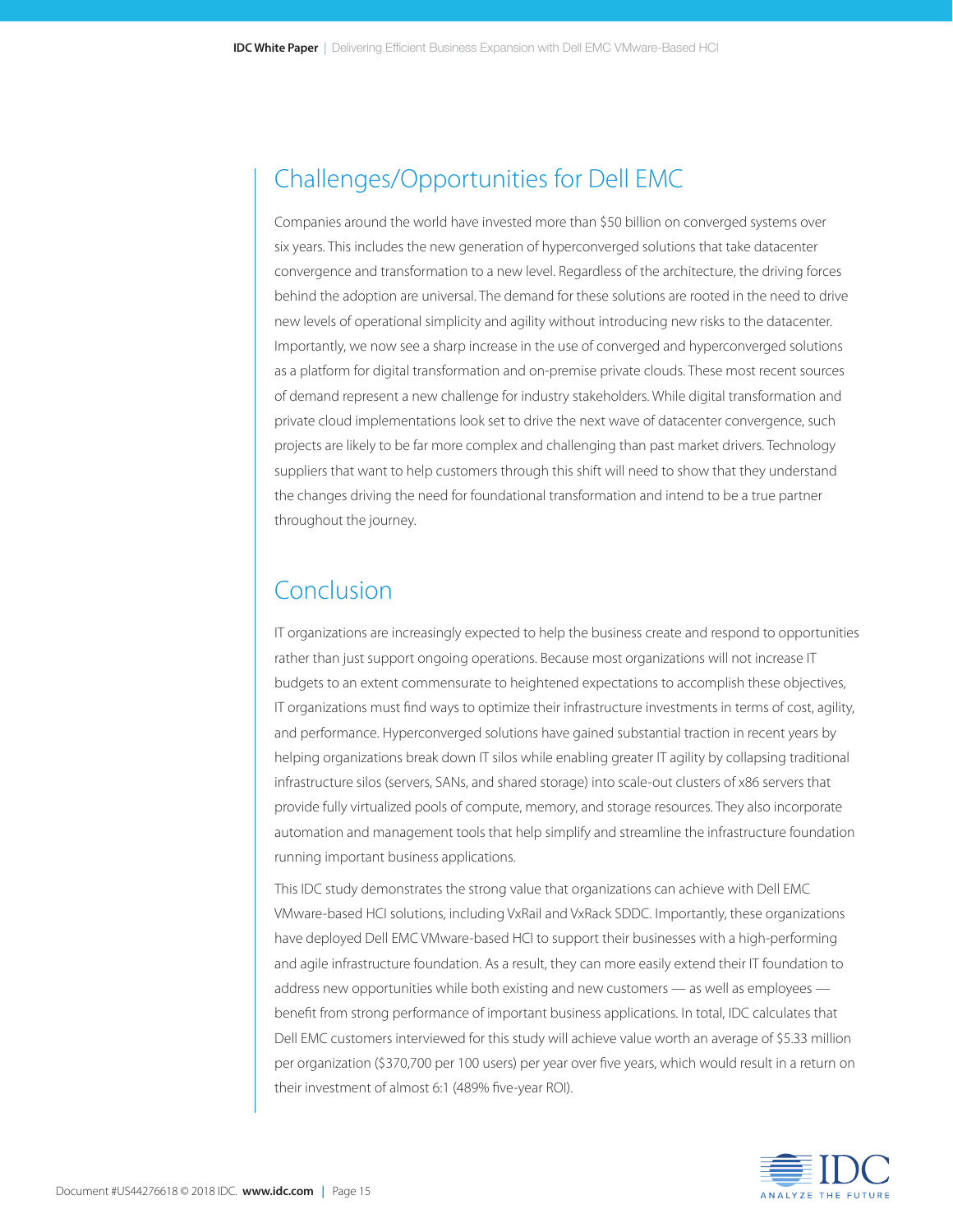## Challenges/Opportunities for Dell EMC

Companies around the world have invested more than $50 billion on converged systems over six years. This includes the new generation of hyperconverged solutions that take datacenter convergence and transformation to a new level. Regardless of the architecture, the driving forces behind the adoption are universal. The demand for these solutions are rooted in the need to drive new levels of operational simplicity and agility without introducing new risks to the datacenter. Importantly, we now see a sharp increase in the use of converged and hyperconverged solutions as a platform for digital transformation and on-premise private clouds. These most recent sources of demand represent a new challenge for industry stakeholders. While digital transformation and private cloud implementations look set to drive the next wave of datacenter convergence, such projects are likely to be far more complex and challenging than past market drivers. Technology suppliers that want to help customers through this shift will need to show that they understand the changes driving the need for foundational transformation and intend to be a true partner throughout the journey.

## Conclusion

IT organizations are increasingly expected to help the business create and respond to opportunities rather than just support ongoing operations. Because most organizations will not increase IT budgets to an extent commensurate to heightened expectations to accomplish these objectives, IT organizations must find ways to optimize their infrastructure investments in terms of cost, agility, and performance. Hyperconverged solutions have gained substantial traction in recent years by helping organizations break down IT silos while enabling greater IT agility by collapsing traditional infrastructure silos (servers, SANs, and shared storage) into scale-out clusters of x86 servers that provide fully virtualized pools of compute, memory, and storage resources. They also incorporate automation and management tools that help simplify and streamline the infrastructure foundation running important business applications.

This IDC study demonstrates the strong value that organizations can achieve with Dell EMC VMware-based HCI solutions, including VxRail and VxRack SDDC. Importantly, these organizations have deployed Dell EMC VMware-based HCI to support their businesses with a high-performing and agile infrastructure foundation. As a result, they can more easily extend their IT foundation to address new opportunities while both existing and new customers — as well as employees — benefit from strong performance of important business applications. In total, IDC calculates that Dell EMC customers interviewed for this study will achieve value worth an average of $5.33 million per organization ($370,700 per 100 users) per year over five years, which would result in a return on their investment of almost 6:1 (489% five-year ROI).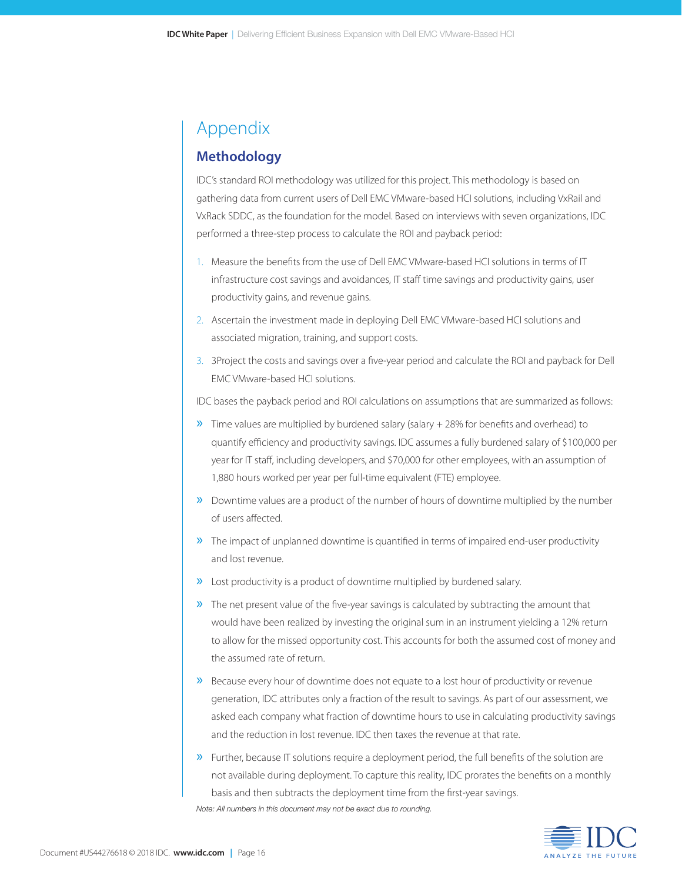# Appendix

## Methodology

IDC's standard ROI methodology was utilized for this project. This methodology is based on gathering data from current users of Dell EMC VMware-based HCI solutions, including VxRail and VxRack SDDC, as the foundation for the model. Based on interviews with seven organizations, IDC performed a three-step process to calculate the ROI and payback period:

1. Measure the benefits from the use of Dell EMC VMware-based HCI solutions in terms of IT infrastructure cost savings and avoidances, IT staff time savings and productivity gains, user productivity gains, and revenue gains.
2. Ascertain the investment made in deploying Dell EMC VMware-based HCI solutions and associated migration, training, and support costs.
3. 3Project the costs and savings over a five-year period and calculate the ROI and payback for Dell EMC VMware-based HCI solutions.

IDC bases the payback period and ROI calculations on assumptions that are summarized as follows:

- Time values are multiplied by burdened salary (salary + 28% for benefits and overhead) to quantify efficiency and productivity savings. IDC assumes a fully burdened salary of $100,000 per year for IT staff, including developers, and $70,000 for other employees, with an assumption of 1,880 hours worked per year per full-time equivalent (FTE) employee.
- Downtime values are a product of the number of hours of downtime multiplied by the number of users affected.
- The impact of unplanned downtime is quantified in terms of impaired end-user productivity and lost revenue.
- Lost productivity is a product of downtime multiplied by burdened salary.
- The net present value of the five-year savings is calculated by subtracting the amount that would have been realized by investing the original sum in an instrument yielding a 12% return to allow for the missed opportunity cost. This accounts for both the assumed cost of money and the assumed rate of return.
- Because every hour of downtime does not equate to a lost hour of productivity or revenue generation, IDC attributes only a fraction of the result to savings. As part of our assessment, we asked each company what fraction of downtime hours to use in calculating productivity savings and the reduction in lost revenue. IDC then taxes the revenue at that rate.
- Further, because IT solutions require a deployment period, the full benefits of the solution are not available during deployment. To capture this reality, IDC prorates the benefits on a monthly basis and then subtracts the deployment time from the first-year savings.

*Note: All numbers in this document may not be exact due to rounding.*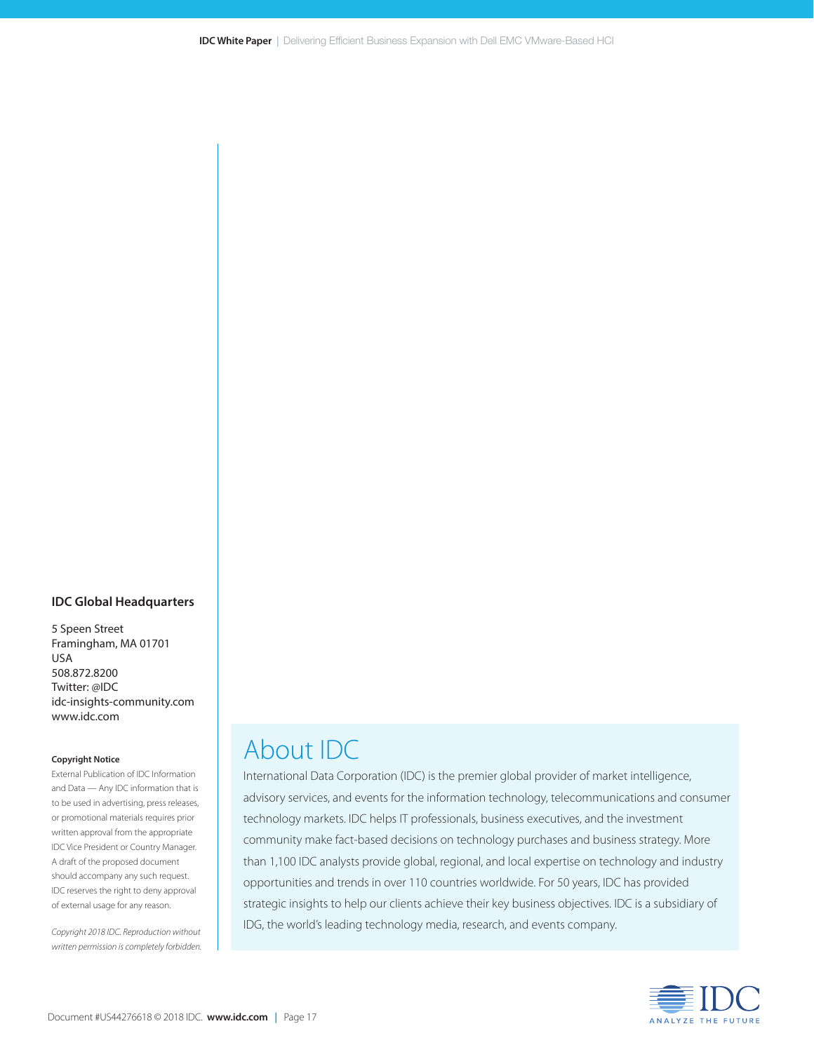### IDC Global Headquarters

5 Speen Street
Framingham, MA 01701
USA
508.872.8200
Twitter: @IDC
idc-insights-community.com
www.idc.com

**Copyright Notice**

External Publication of IDC Information and Data — Any IDC information that is to be used in advertising, press releases, or promotional materials requires prior written approval from the appropriate IDC Vice President or Country Manager. A draft of the proposed document should accompany any such request. IDC reserves the right to deny approval of external usage for any reason.

*Copyright 2018 IDC. Reproduction without written permission is completely forbidden.*

# About IDC

International Data Corporation (IDC) is the premier global provider of market intelligence, advisory services, and events for the information technology, telecommunications and consumer technology markets. IDC helps IT professionals, business executives, and the investment community make fact-based decisions on technology purchases and business strategy. More than 1,100 IDC analysts provide global, regional, and local expertise on technology and industry opportunities and trends in over 110 countries worldwide. For 50 years, IDC has provided strategic insights to help our clients achieve their key business objectives. IDC is a subsidiary of IDG, the world's leading technology media, research, and events company.

Document #US44276618 © 2018 IDC. **www.idc.com**

IDC ANALYZE THE FUTURE